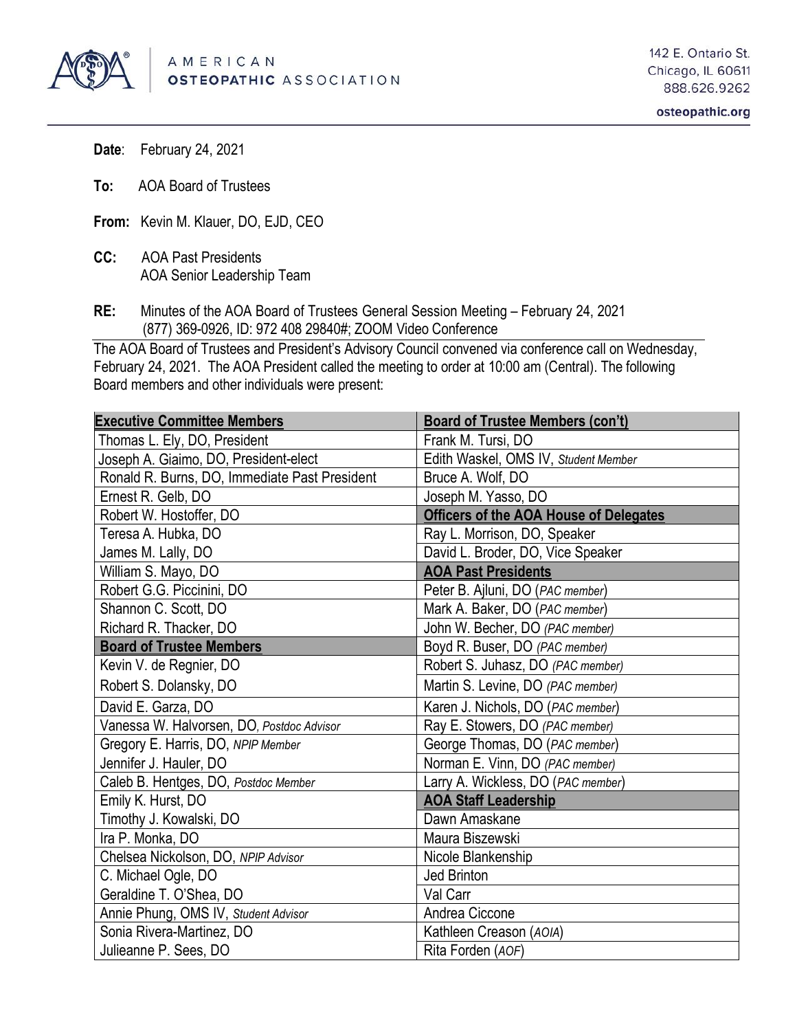AMERICAN OSTEOPATHIC ASSOCIATION

142 E. Ontario St.
Chicago, IL 60611
888.626.9262

osteopathic.org

**Date**: February 24, 2021

**To:** AOA Board of Trustees

**From:** Kevin M. Klauer, DO, EJD, CEO

**CC:** AOA Past Presidents
AOA Senior Leadership Team

**RE:** Minutes of the AOA Board of Trustees General Session Meeting – February 24, 2021
(877) 369-0926, ID: 972 408 29840#; ZOOM Video Conference

The AOA Board of Trustees and President's Advisory Council convened via conference call on Wednesday, February 24, 2021. The AOA President called the meeting to order at 10:00 am (Central). The following Board members and other individuals were present:

| **Executive Committee Members** | **Board of Trustee Members (con't)** |
|---|---|
| Thomas L. Ely, DO, President | Frank M. Tursi, DO |
| Joseph A. Giaimo, DO, President-elect | Edith Waskel, OMS IV, *Student Member* |
| Ronald R. Burns, DO, Immediate Past President | Bruce A. Wolf, DO |
| Ernest R. Gelb, DO | Joseph M. Yasso, DO |
| Robert W. Hostoffer, DO | **Officers of the AOA House of Delegates** |
| Teresa A. Hubka, DO | Ray L. Morrison, DO, Speaker |
| James M. Lally, DO | David L. Broder, DO, Vice Speaker |
| William S. Mayo, DO | **AOA Past Presidents** |
| Robert G.G. Piccinini, DO | Peter B. Ajluni, DO (*PAC member*) |
| Shannon C. Scott, DO | Mark A. Baker, DO (*PAC member*) |
| Richard R. Thacker, DO | John W. Becher, DO *(PAC member)* |
| **Board of Trustee Members** | Boyd R. Buser, DO *(PAC member)* |
| Kevin V. de Regnier, DO | Robert S. Juhasz, DO *(PAC member)* |
| Robert S. Dolansky, DO | Martin S. Levine, DO *(PAC member)* |
| David E. Garza, DO | Karen J. Nichols, DO (*PAC member*) |
| Vanessa W. Halvorsen, DO, *Postdoc Advisor* | Ray E. Stowers, DO *(PAC member)* |
| Gregory E. Harris, DO, *NPIP Member* | George Thomas, DO (*PAC member*) |
| Jennifer J. Hauler, DO | Norman E. Vinn, DO *(PAC member)* |
| Caleb B. Hentges, DO, *Postdoc Member* | Larry A. Wickless, DO (*PAC member*) |
| Emily K. Hurst, DO | **AOA Staff Leadership** |
| Timothy J. Kowalski, DO | Dawn Amaskane |
| Ira P. Monka, DO | Maura Biszewski |
| Chelsea Nickolson, DO, *NPIP Advisor* | Nicole Blankenship |
| C. Michael Ogle, DO | Jed Brinton |
| Geraldine T. O'Shea, DO | Val Carr |
| Annie Phung, OMS IV, *Student Advisor* | Andrea Ciccone |
| Sonia Rivera-Martinez, DO | Kathleen Creason (*AOIA*) |
| Julieanne P. Sees, DO | Rita Forden (*AOF*) |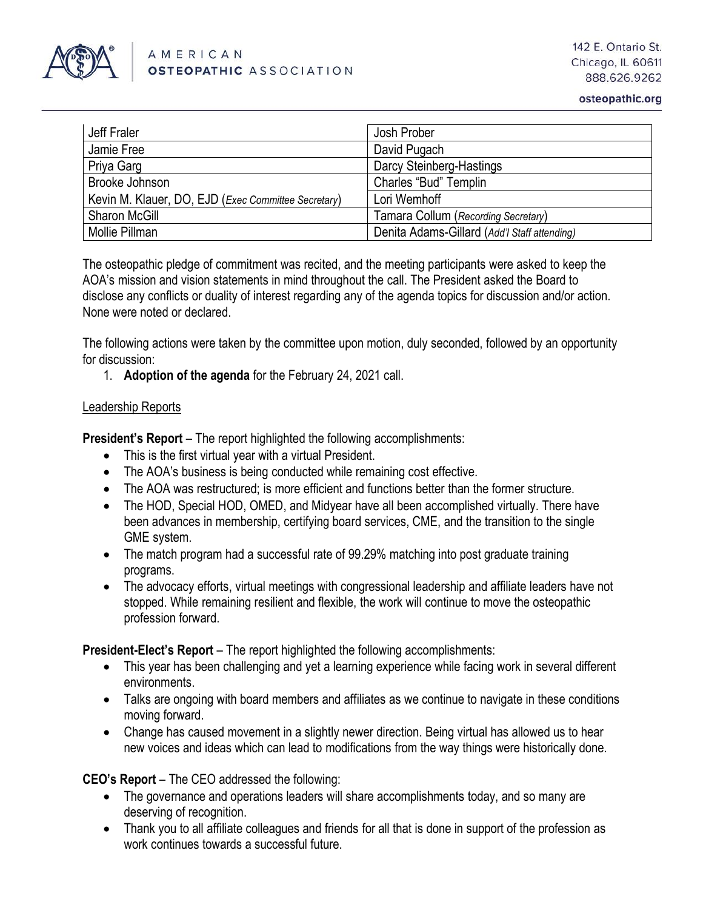| Jeff Fraler | Josh Prober |
|---|---|
| Jamie Free | David Pugach |
| Priya Garg | Darcy Steinberg-Hastings |
| Brooke Johnson | Charles "Bud" Templin |
| Kevin M. Klauer, DO, EJD (*Exec Committee Secretary*) | Lori Wemhoff |
| Sharon McGill | Tamara Collum (*Recording Secretary*) |
| Mollie Pillman | Denita Adams-Gillard (*Add'l Staff attending)* |

The osteopathic pledge of commitment was recited, and the meeting participants were asked to keep the AOA's mission and vision statements in mind throughout the call. The President asked the Board to disclose any conflicts or duality of interest regarding any of the agenda topics for discussion and/or action. None were noted or declared.

The following actions were taken by the committee upon motion, duly seconded, followed by an opportunity for discussion:

1. **Adoption of the agenda** for the February 24, 2021 call.

<u>Leadership Reports</u>

**President's Report** – The report highlighted the following accomplishments:

- This is the first virtual year with a virtual President.
- The AOA's business is being conducted while remaining cost effective.
- The AOA was restructured; is more efficient and functions better than the former structure.
- The HOD, Special HOD, OMED, and Midyear have all been accomplished virtually. There have been advances in membership, certifying board services, CME, and the transition to the single GME system.
- The match program had a successful rate of 99.29% matching into post graduate training programs.
- The advocacy efforts, virtual meetings with congressional leadership and affiliate leaders have not stopped. While remaining resilient and flexible, the work will continue to move the osteopathic profession forward.

**President-Elect's Report** – The report highlighted the following accomplishments:

- This year has been challenging and yet a learning experience while facing work in several different environments.
- Talks are ongoing with board members and affiliates as we continue to navigate in these conditions moving forward.
- Change has caused movement in a slightly newer direction. Being virtual has allowed us to hear new voices and ideas which can lead to modifications from the way things were historically done.

**CEO's Report** – The CEO addressed the following:

- The governance and operations leaders will share accomplishments today, and so many are deserving of recognition.
- Thank you to all affiliate colleagues and friends for all that is done in support of the profession as work continues towards a successful future.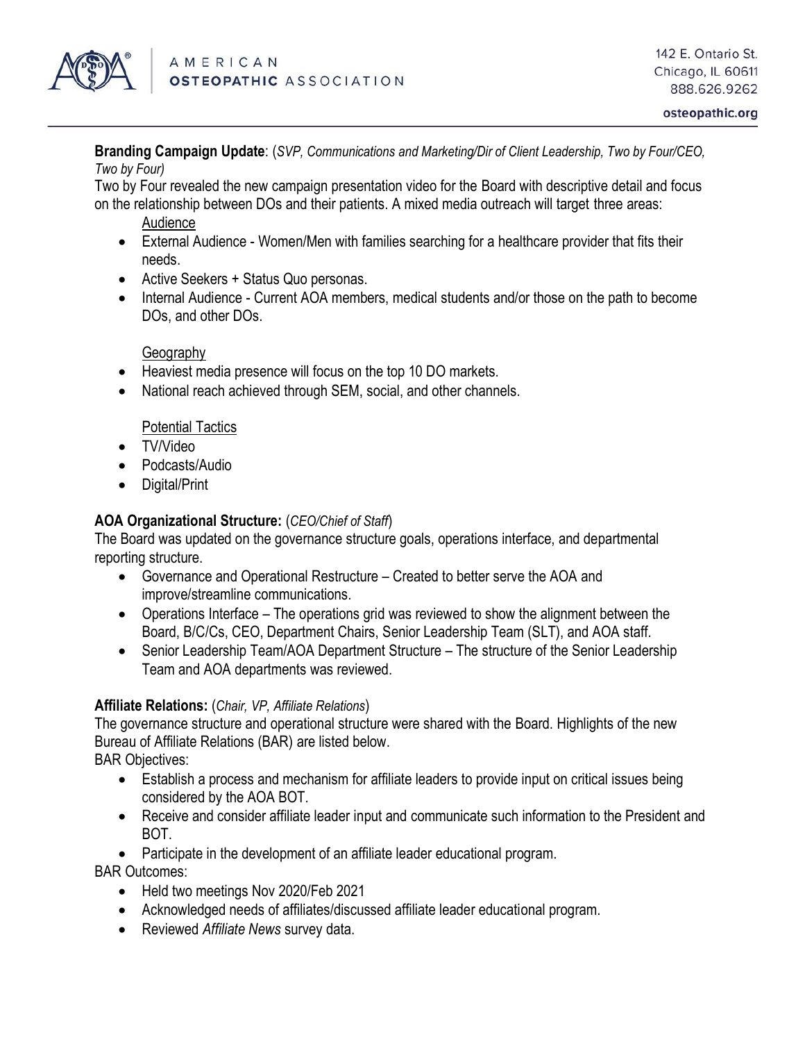**Branding Campaign Update**: (*SVP, Communications and Marketing/Dir of Client Leadership, Two by Four/CEO, Two by Four)*

Two by Four revealed the new campaign presentation video for the Board with descriptive detail and focus on the relationship between DOs and their patients. A mixed media outreach will target three areas:

Audience

- External Audience - Women/Men with families searching for a healthcare provider that fits their needs.
- Active Seekers + Status Quo personas.
- Internal Audience - Current AOA members, medical students and/or those on the path to become DOs, and other DOs.

Geography

- Heaviest media presence will focus on the top 10 DO markets.
- National reach achieved through SEM, social, and other channels.

Potential Tactics

- TV/Video
- Podcasts/Audio
- Digital/Print

**AOA Organizational Structure:** (*CEO/Chief of Staff*)

The Board was updated on the governance structure goals, operations interface, and departmental reporting structure.

- Governance and Operational Restructure – Created to better serve the AOA and improve/streamline communications.
- Operations Interface – The operations grid was reviewed to show the alignment between the Board, B/C/Cs, CEO, Department Chairs, Senior Leadership Team (SLT), and AOA staff.
- Senior Leadership Team/AOA Department Structure – The structure of the Senior Leadership Team and AOA departments was reviewed.

**Affiliate Relations:** (*Chair, VP, Affiliate Relations*)

The governance structure and operational structure were shared with the Board. Highlights of the new Bureau of Affiliate Relations (BAR) are listed below.

BAR Objectives:

- Establish a process and mechanism for affiliate leaders to provide input on critical issues being considered by the AOA BOT.
- Receive and consider affiliate leader input and communicate such information to the President and BOT.
- Participate in the development of an affiliate leader educational program.

BAR Outcomes:

- Held two meetings Nov 2020/Feb 2021
- Acknowledged needs of affiliates/discussed affiliate leader educational program.
- Reviewed *Affiliate News* survey data.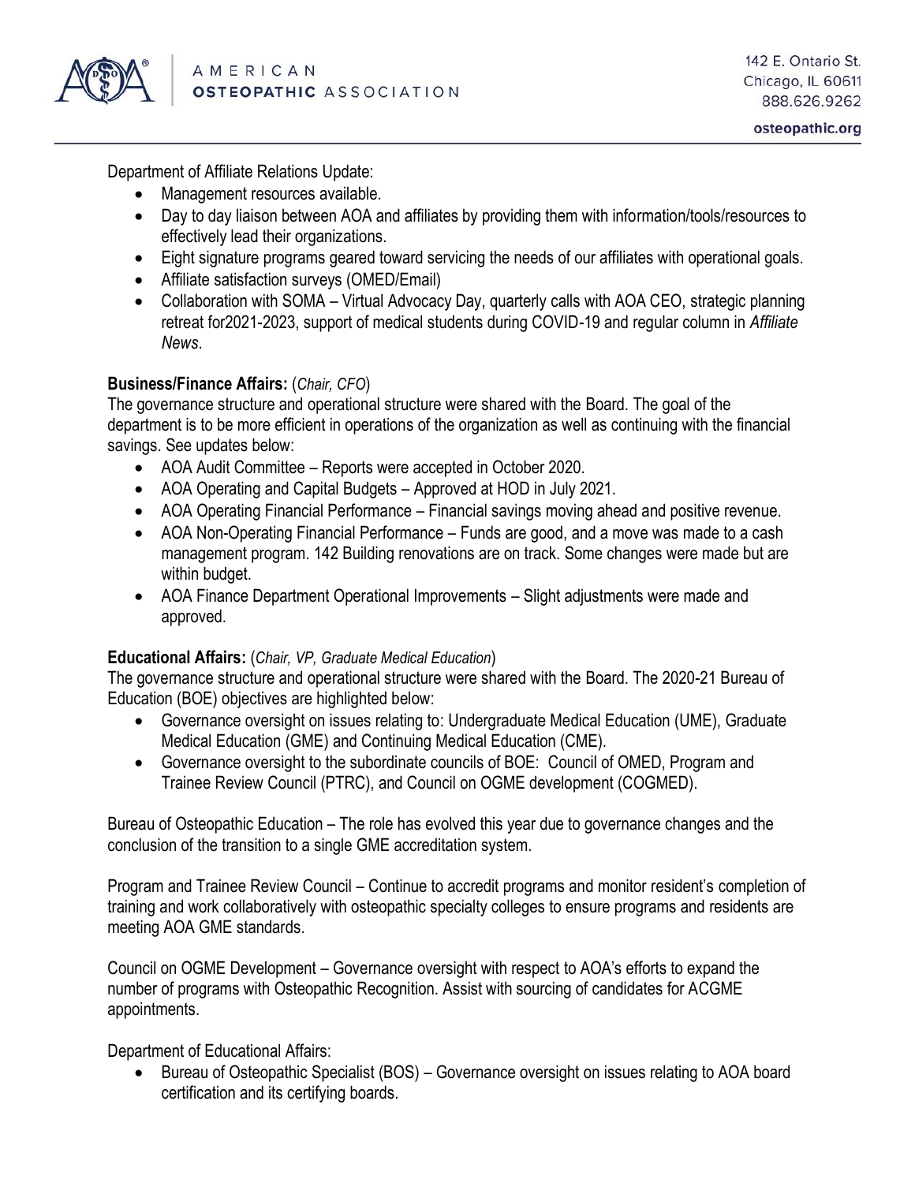Department of Affiliate Relations Update:

- Management resources available.
- Day to day liaison between AOA and affiliates by providing them with information/tools/resources to effectively lead their organizations.
- Eight signature programs geared toward servicing the needs of our affiliates with operational goals.
- Affiliate satisfaction surveys (OMED/Email)
- Collaboration with SOMA – Virtual Advocacy Day, quarterly calls with AOA CEO, strategic planning retreat for2021-2023, support of medical students during COVID-19 and regular column in *Affiliate News*.

**Business/Finance Affairs:** (*Chair, CFO*)

The governance structure and operational structure were shared with the Board. The goal of the department is to be more efficient in operations of the organization as well as continuing with the financial savings. See updates below:

- AOA Audit Committee – Reports were accepted in October 2020.
- AOA Operating and Capital Budgets – Approved at HOD in July 2021.
- AOA Operating Financial Performance – Financial savings moving ahead and positive revenue.
- AOA Non-Operating Financial Performance – Funds are good, and a move was made to a cash management program. 142 Building renovations are on track. Some changes were made but are within budget.
- AOA Finance Department Operational Improvements – Slight adjustments were made and approved.

**Educational Affairs:** (*Chair, VP, Graduate Medical Education*)

The governance structure and operational structure were shared with the Board. The 2020-21 Bureau of Education (BOE) objectives are highlighted below:

- Governance oversight on issues relating to: Undergraduate Medical Education (UME), Graduate Medical Education (GME) and Continuing Medical Education (CME).
- Governance oversight to the subordinate councils of BOE: Council of OMED, Program and Trainee Review Council (PTRC), and Council on OGME development (COGMED).

Bureau of Osteopathic Education – The role has evolved this year due to governance changes and the conclusion of the transition to a single GME accreditation system.

Program and Trainee Review Council – Continue to accredit programs and monitor resident's completion of training and work collaboratively with osteopathic specialty colleges to ensure programs and residents are meeting AOA GME standards.

Council on OGME Development – Governance oversight with respect to AOA's efforts to expand the number of programs with Osteopathic Recognition. Assist with sourcing of candidates for ACGME appointments.

Department of Educational Affairs:

- Bureau of Osteopathic Specialist (BOS) – Governance oversight on issues relating to AOA board certification and its certifying boards.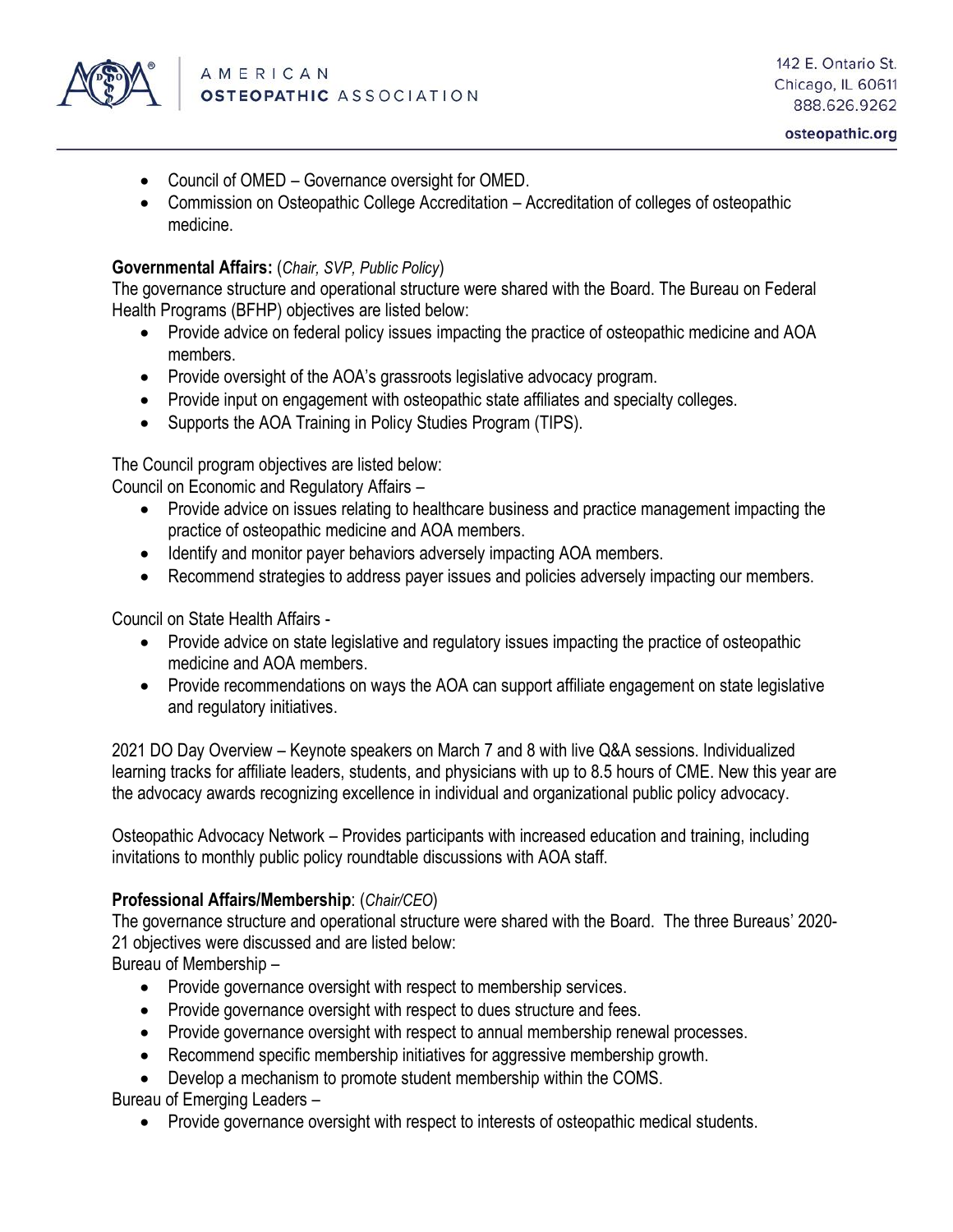- Council of OMED – Governance oversight for OMED.
- Commission on Osteopathic College Accreditation – Accreditation of colleges of osteopathic medicine.

**Governmental Affairs:** (*Chair, SVP, Public Policy*)
The governance structure and operational structure were shared with the Board. The Bureau on Federal Health Programs (BFHP) objectives are listed below:

- Provide advice on federal policy issues impacting the practice of osteopathic medicine and AOA members.
- Provide oversight of the AOA's grassroots legislative advocacy program.
- Provide input on engagement with osteopathic state affiliates and specialty colleges.
- Supports the AOA Training in Policy Studies Program (TIPS).

The Council program objectives are listed below:
Council on Economic and Regulatory Affairs –

- Provide advice on issues relating to healthcare business and practice management impacting the practice of osteopathic medicine and AOA members.
- Identify and monitor payer behaviors adversely impacting AOA members.
- Recommend strategies to address payer issues and policies adversely impacting our members.

Council on State Health Affairs -

- Provide advice on state legislative and regulatory issues impacting the practice of osteopathic medicine and AOA members.
- Provide recommendations on ways the AOA can support affiliate engagement on state legislative and regulatory initiatives.

2021 DO Day Overview – Keynote speakers on March 7 and 8 with live Q&A sessions. Individualized learning tracks for affiliate leaders, students, and physicians with up to 8.5 hours of CME. New this year are the advocacy awards recognizing excellence in individual and organizational public policy advocacy.

Osteopathic Advocacy Network – Provides participants with increased education and training, including invitations to monthly public policy roundtable discussions with AOA staff.

**Professional Affairs/Membership**: (*Chair/CEO*)
The governance structure and operational structure were shared with the Board. The three Bureaus' 2020-21 objectives were discussed and are listed below:
Bureau of Membership –

- Provide governance oversight with respect to membership services.
- Provide governance oversight with respect to dues structure and fees.
- Provide governance oversight with respect to annual membership renewal processes.
- Recommend specific membership initiatives for aggressive membership growth.
- Develop a mechanism to promote student membership within the COMS.

Bureau of Emerging Leaders –

- Provide governance oversight with respect to interests of osteopathic medical students.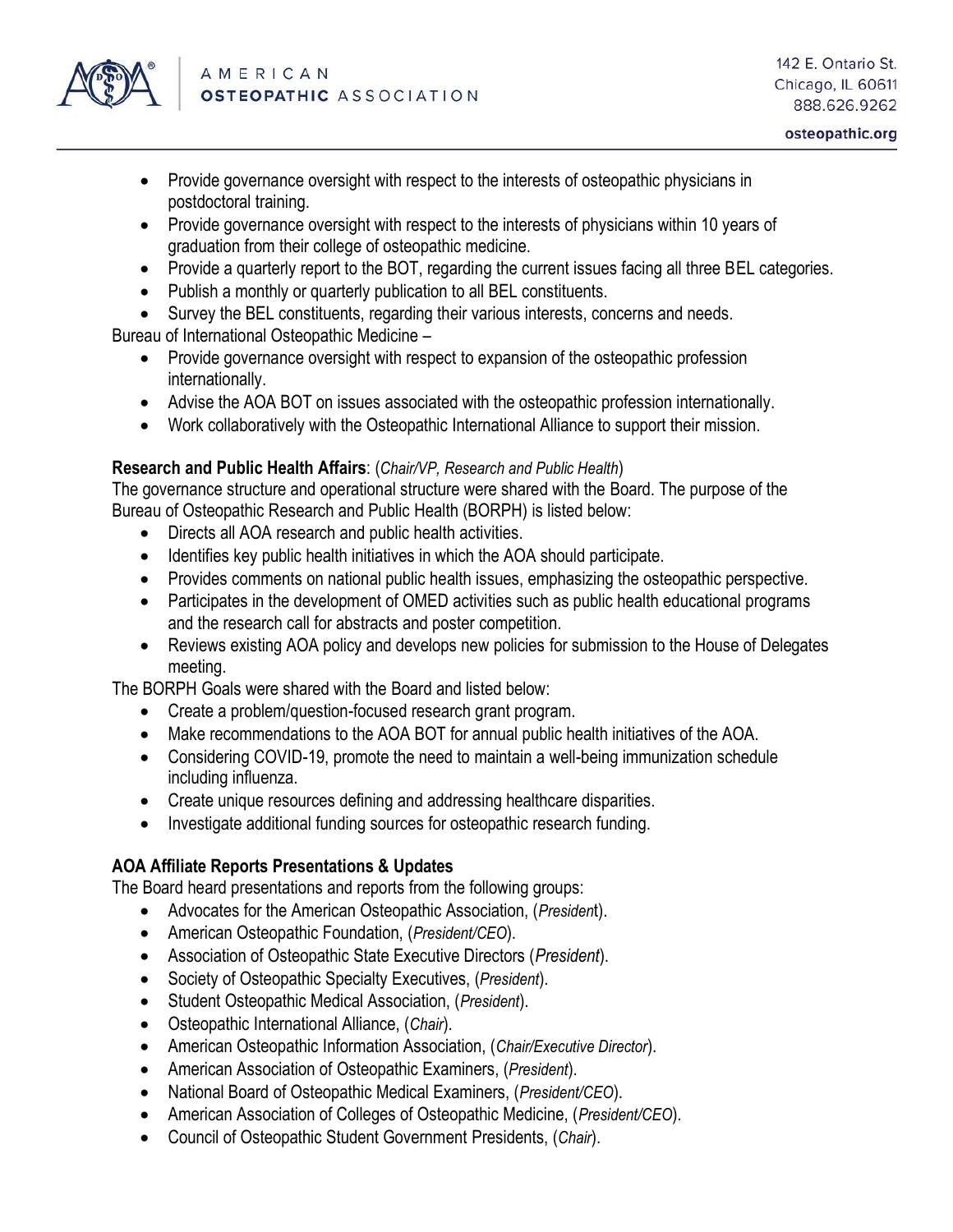- Provide governance oversight with respect to the interests of osteopathic physicians in postdoctoral training.
- Provide governance oversight with respect to the interests of physicians within 10 years of graduation from their college of osteopathic medicine.
- Provide a quarterly report to the BOT, regarding the current issues facing all three BEL categories.
- Publish a monthly or quarterly publication to all BEL constituents.
- Survey the BEL constituents, regarding their various interests, concerns and needs.

Bureau of International Osteopathic Medicine –

- Provide governance oversight with respect to expansion of the osteopathic profession internationally.
- Advise the AOA BOT on issues associated with the osteopathic profession internationally.
- Work collaboratively with the Osteopathic International Alliance to support their mission.

**Research and Public Health Affairs**: (*Chair/VP, Research and Public Health*)

The governance structure and operational structure were shared with the Board. The purpose of the Bureau of Osteopathic Research and Public Health (BORPH) is listed below:

- Directs all AOA research and public health activities.
- Identifies key public health initiatives in which the AOA should participate.
- Provides comments on national public health issues, emphasizing the osteopathic perspective.
- Participates in the development of OMED activities such as public health educational programs and the research call for abstracts and poster competition.
- Reviews existing AOA policy and develops new policies for submission to the House of Delegates meeting.

The BORPH Goals were shared with the Board and listed below:

- Create a problem/question-focused research grant program.
- Make recommendations to the AOA BOT for annual public health initiatives of the AOA.
- Considering COVID-19, promote the need to maintain a well-being immunization schedule including influenza.
- Create unique resources defining and addressing healthcare disparities.
- Investigate additional funding sources for osteopathic research funding.

**AOA Affiliate Reports Presentations & Updates**

The Board heard presentations and reports from the following groups:

- Advocates for the American Osteopathic Association, (*President*).
- American Osteopathic Foundation, (*President/CEO*).
- Association of Osteopathic State Executive Directors (*President*).
- Society of Osteopathic Specialty Executives, (*President*).
- Student Osteopathic Medical Association, (*President*).
- Osteopathic International Alliance, (*Chair*).
- American Osteopathic Information Association, (*Chair/Executive Director*).
- American Association of Osteopathic Examiners, (*President*).
- National Board of Osteopathic Medical Examiners, (*President/CEO*).
- American Association of Colleges of Osteopathic Medicine, (*President/CEO*).
- Council of Osteopathic Student Government Presidents, (*Chair*).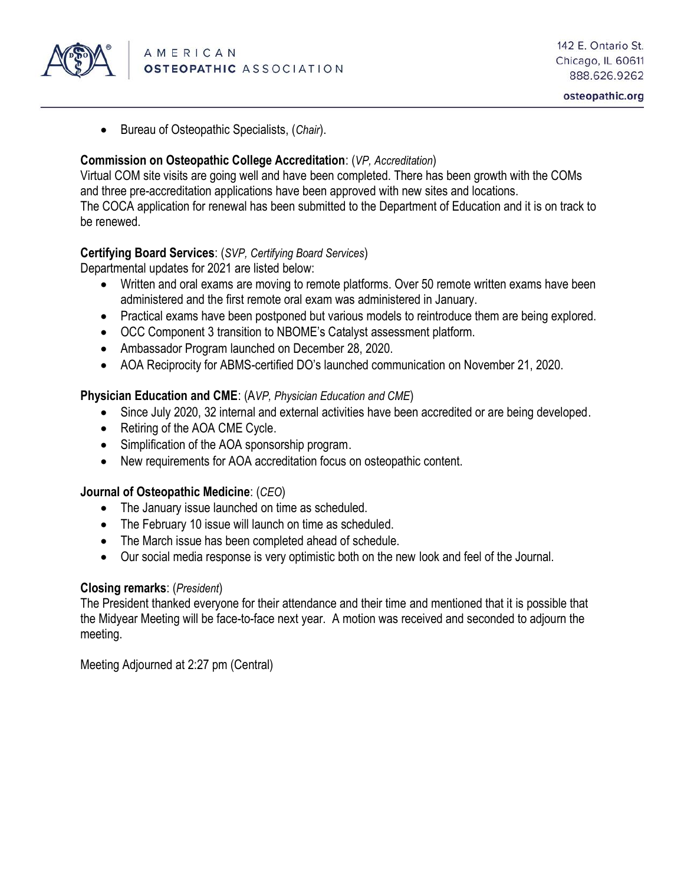- Bureau of Osteopathic Specialists, (*Chair*).

**Commission on Osteopathic College Accreditation**: (*VP, Accreditation*)
Virtual COM site visits are going well and have been completed. There has been growth with the COMs and three pre-accreditation applications have been approved with new sites and locations.
The COCA application for renewal has been submitted to the Department of Education and it is on track to be renewed.

**Certifying Board Services**: (*SVP, Certifying Board Services*)
Departmental updates for 2021 are listed below:

- Written and oral exams are moving to remote platforms. Over 50 remote written exams have been administered and the first remote oral exam was administered in January.
- Practical exams have been postponed but various models to reintroduce them are being explored.
- OCC Component 3 transition to NBOME's Catalyst assessment platform.
- Ambassador Program launched on December 28, 2020.
- AOA Reciprocity for ABMS-certified DO's launched communication on November 21, 2020.

**Physician Education and CME**: (A*VP, Physician Education and CME*)

- Since July 2020, 32 internal and external activities have been accredited or are being developed.
- Retiring of the AOA CME Cycle.
- Simplification of the AOA sponsorship program.
- New requirements for AOA accreditation focus on osteopathic content.

**Journal of Osteopathic Medicine**: (*CEO*)

- The January issue launched on time as scheduled.
- The February 10 issue will launch on time as scheduled.
- The March issue has been completed ahead of schedule.
- Our social media response is very optimistic both on the new look and feel of the Journal.

**Closing remarks**: (*President*)
The President thanked everyone for their attendance and their time and mentioned that it is possible that the Midyear Meeting will be face-to-face next year. A motion was received and seconded to adjourn the meeting.

Meeting Adjourned at 2:27 pm (Central)